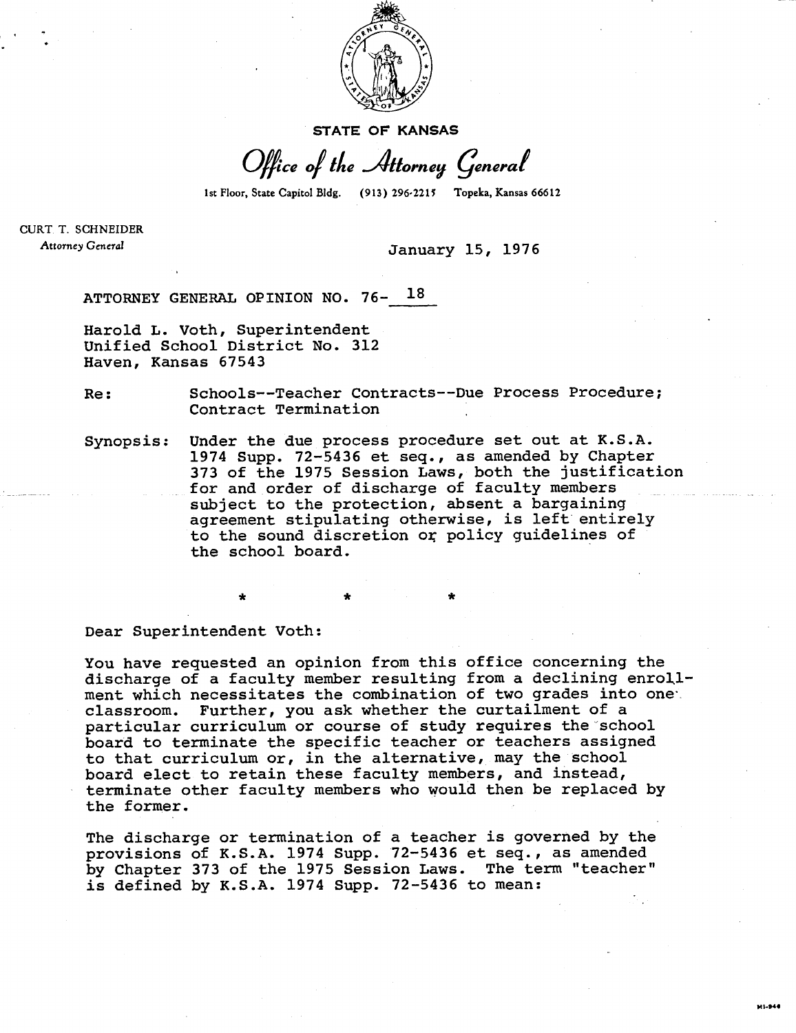STATE OF KANSAS

*Office of the Attorney General*

1st Floor, State Capitol Bldg. (913) 296-2215 Topeka, Kansas 66612

CURT T. SCHNEIDER
*Attorney General*

January 15, 1976

ATTORNEY GENERAL OPINION NO. 76- 18

Harold L. Voth, Superintendent
Unified School District No. 312
Haven, Kansas 67543

Re: Schools--Teacher Contracts--Due Process Procedure; Contract Termination

Synopsis: Under the due process procedure set out at K.S.A. 1974 Supp. 72-5436 et seq., as amended by Chapter 373 of the 1975 Session Laws, both the justification for and order of discharge of faculty members subject to the protection, absent a bargaining agreement stipulating otherwise, is left entirely to the sound discretion or policy guidelines of the school board.

\* \* \*

Dear Superintendent Voth:

You have requested an opinion from this office concerning the discharge of a faculty member resulting from a declining enrollment which necessitates the combination of two grades into one classroom. Further, you ask whether the curtailment of a particular curriculum or course of study requires the school board to terminate the specific teacher or teachers assigned to that curriculum or, in the alternative, may the school board elect to retain these faculty members, and instead, terminate other faculty members who would then be replaced by the former.

The discharge or termination of a teacher is governed by the provisions of K.S.A. 1974 Supp. 72-5436 et seq., as amended by Chapter 373 of the 1975 Session Laws. The term "teacher" is defined by K.S.A. 1974 Supp. 72-5436 to mean: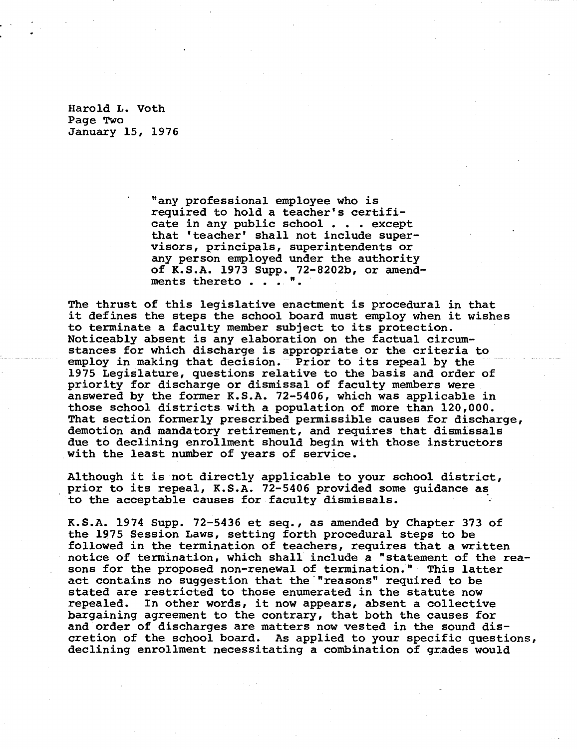> "any professional employee who is required to hold a teacher's certificate in any public school . . . except that 'teacher' shall not include supervisors, principals, superintendents or any person employed under the authority of K.S.A. 1973 Supp. 72-8202b, or amendments thereto . . . ".

The thrust of this legislative enactment is procedural in that it defines the steps the school board must employ when it wishes to terminate a faculty member subject to its protection. Noticeably absent is any elaboration on the factual circumstances for which discharge is appropriate or the criteria to employ in making that decision. Prior to its repeal by the 1975 Legislature, questions relative to the basis and order of priority for discharge or dismissal of faculty members were answered by the former K.S.A. 72-5406, which was applicable in those school districts with a population of more than 120,000. That section formerly prescribed permissible causes for discharge, demotion and mandatory retirement, and requires that dismissals due to declining enrollment should begin with those instructors with the least number of years of service.

Although it is not directly applicable to your school district, prior to its repeal, K.S.A. 72-5406 provided some guidance as to the acceptable causes for faculty dismissals.

K.S.A. 1974 Supp. 72-5436 et seq., as amended by Chapter 373 of the 1975 Session Laws, setting forth procedural steps to be followed in the termination of teachers, requires that a written notice of termination, which shall include a "statement of the reasons for the proposed non-renewal of termination." This latter act contains no suggestion that the "reasons" required to be stated are restricted to those enumerated in the statute now repealed. In other words, it now appears, absent a collective bargaining agreement to the contrary, that both the causes for and order of discharges are matters now vested in the sound discretion of the school board. As applied to your specific questions, declining enrollment necessitating a combination of grades would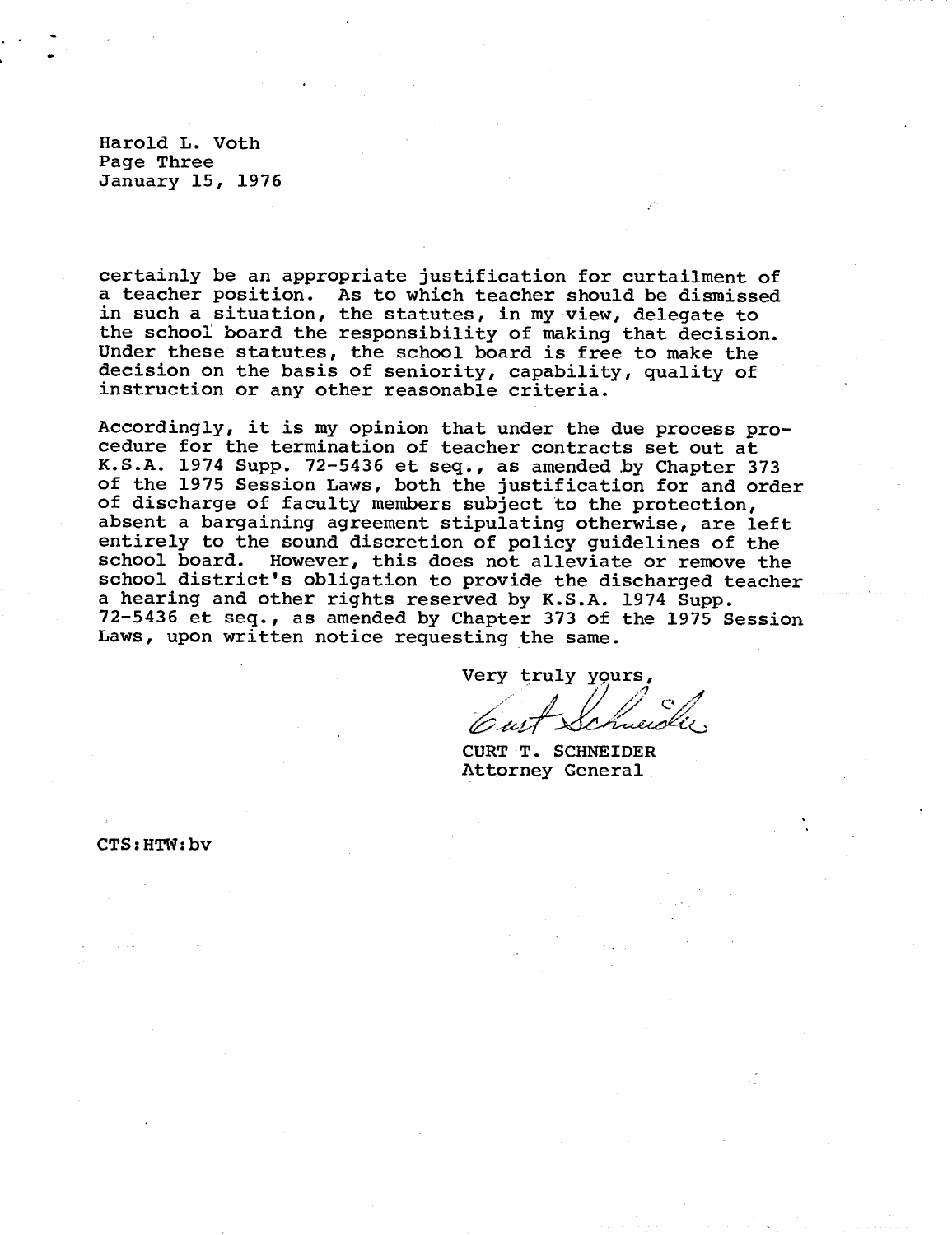certainly be an appropriate justification for curtailment of a teacher position. As to which teacher should be dismissed in such a situation, the statutes, in my view, delegate to the school board the responsibility of making that decision. Under these statutes, the school board is free to make the decision on the basis of seniority, capability, quality of instruction or any other reasonable criteria.

Accordingly, it is my opinion that under the due process procedure for the termination of teacher contracts set out at K.S.A. 1974 Supp. 72-5436 et seq., as amended by Chapter 373 of the 1975 Session Laws, both the justification for and order of discharge of faculty members subject to the protection, absent a bargaining agreement stipulating otherwise, are left entirely to the sound discretion of policy guidelines of the school board. However, this does not alleviate or remove the school district's obligation to provide the discharged teacher a hearing and other rights reserved by K.S.A. 1974 Supp. 72-5436 et seq., as amended by Chapter 373 of the 1975 Session Laws, upon written notice requesting the same.

Very truly yours,

Curt Schneider

CURT T. SCHNEIDER
Attorney General

CTS:HTW:bv